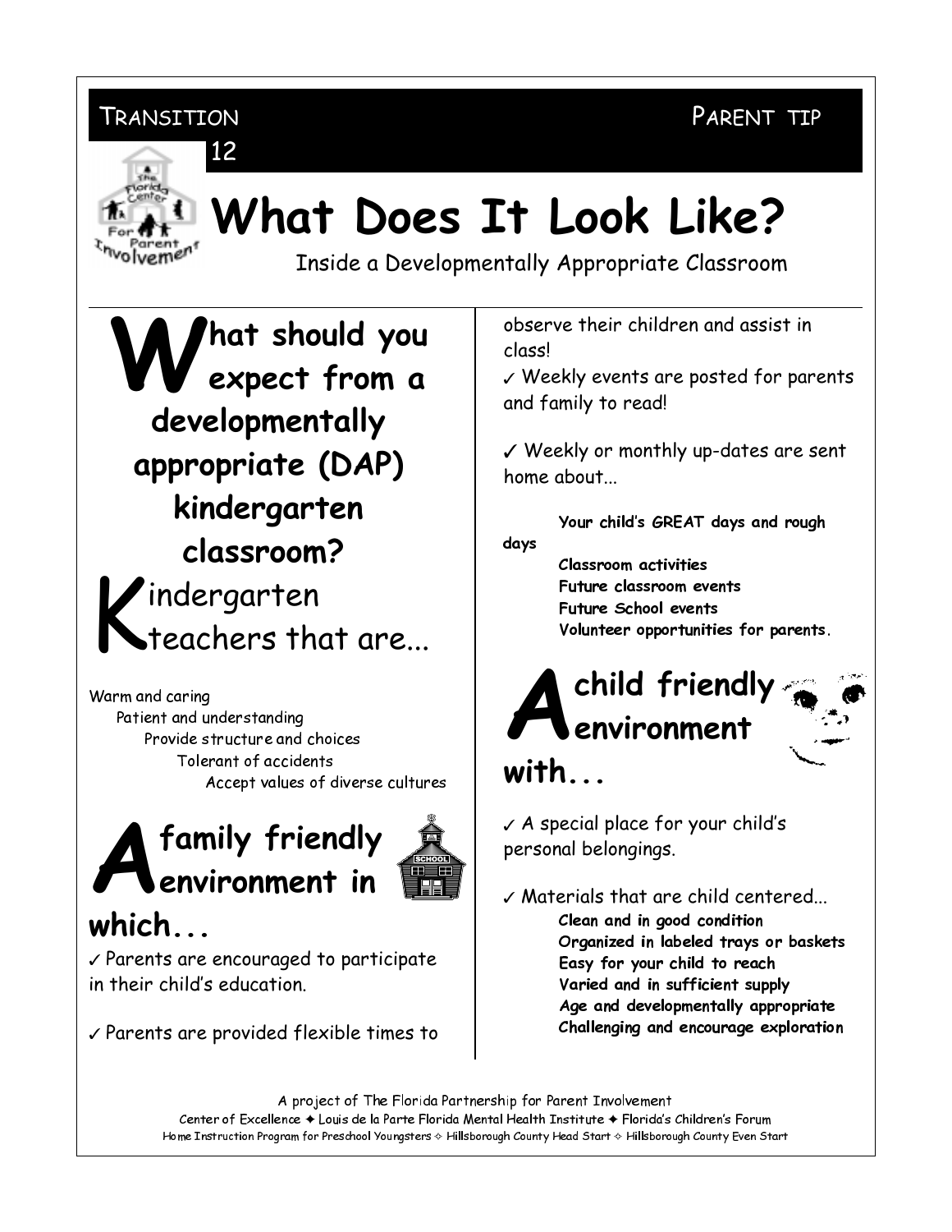TRANSITION 12 PARENT TIP

# What Does It Look Like?

Inside a Developmentally Appropriate Classroom

## What should you expect from a developmentally appropriate (DAP) kindergarten classroom?

### Kindergarten teachers that are...

Warm and caring
Patient and understanding
Provide structure and choices
Tolerant of accidents
Accept values of diverse cultures

## A family friendly environment in which...

✓ Parents are encouraged to participate in their child's education.

✓ Parents are provided flexible times to observe their children and assist in class!

✓ Weekly events are posted for parents and family to read!

✓ Weekly or monthly up-dates are sent home about...

**Your child's GREAT days and rough days**
**Classroom activities**
**Future classroom events**
**Future School events**
**Volunteer opportunities for parents.**

## A child friendly environment with...

✓ A special place for your child's personal belongings.

✓ Materials that are child centered...

**Clean and in good condition**
**Organized in labeled trays or baskets**
**Easy for your child to reach**
**Varied and in sufficient supply**
**Age and developmentally appropriate**
**Challenging and encourage exploration**

A project of The Florida Partnership for Parent Involvement
Center of Excellence ✦ Louis de la Parte Florida Mental Health Institute ✦ Florida's Children's Forum
Home Instruction Program for Preschool Youngsters ✧ Hillsborough County Head Start ✧ Hillsborough County Even Start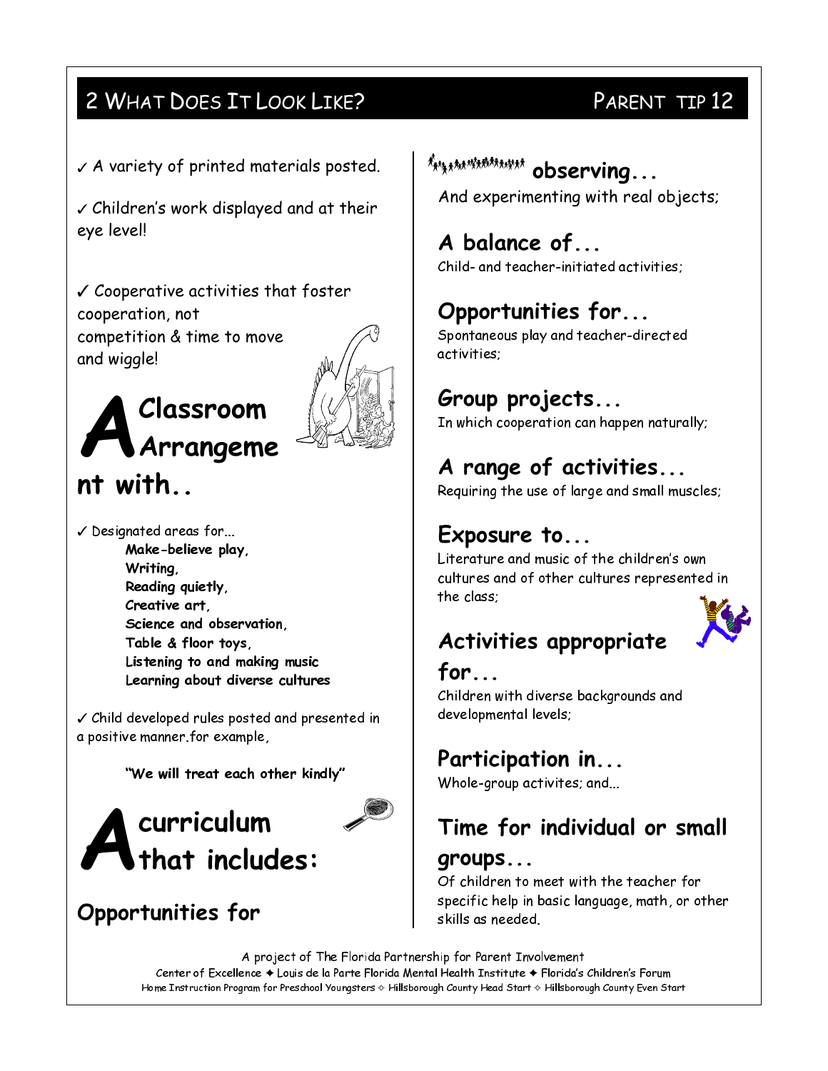## 2 What Does It Look Like?

### Parent Tip 12

✓ A variety of printed materials posted.

✓ Children's work displayed and at their eye level!

✓ Cooperative activities that foster cooperation, not competition & time to move and wiggle!

## A Classroom Arrangement with..

✓ Designated areas for...

- **Make-believe play,**
- **Writing,**
- **Reading quietly,**
- **Creative art,**
- **Science and observation,**
- **Table & floor toys,**
- **Listening to and making music**
- **Learning about diverse cultures**

✓ Child developed rules posted and presented in a positive manner.for example,

**"We will treat each other kindly"**

## A curriculum that includes:

### Opportunities for observing...

And experimenting with real objects;

### A balance of...

Child- and teacher-initiated activities;

### Opportunities for...

Spontaneous play and teacher-directed activities;

### Group projects...

In which cooperation can happen naturally;

### A range of activities...

Requiring the use of large and small muscles;

### Exposure to...

Literature and music of the children's own cultures and of other cultures represented in the class;

### Activities appropriate for...

Children with diverse backgrounds and developmental levels;

### Participation in...

Whole-group activites; and...

### Time for individual or small groups...

Of children to meet with the teacher for specific help in basic language, math, or other skills as needed.

A project of The Florida Partnership for Parent Involvement
Center of Excellence ✦ Louis de la Parte Florida Mental Health Institute ✦ Florida's Children's Forum
Home Instruction Program for Preschool Youngsters ✧ Hillsborough County Head Start ✧ Hillsborough County Even Start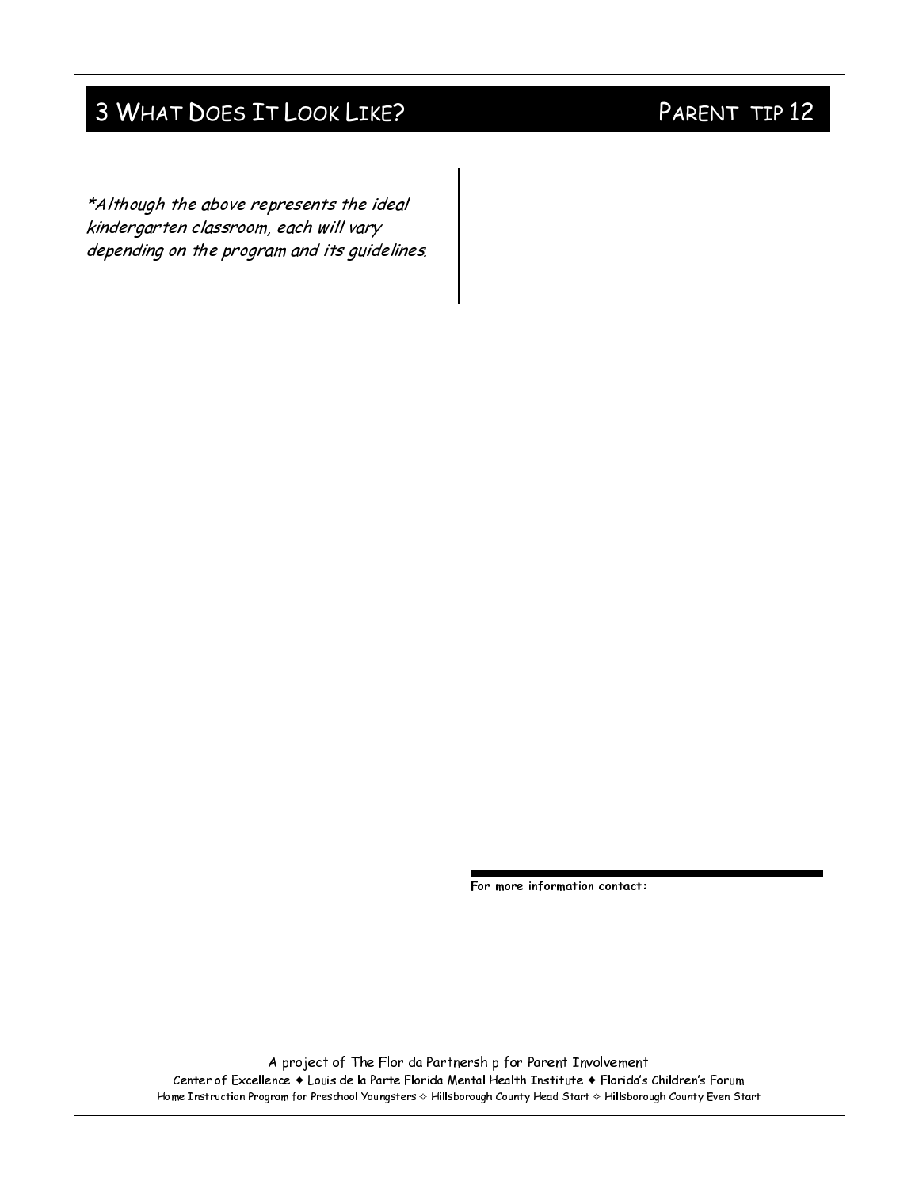# 3 What Does It Look Like?

## Parent Tip 12

*\*Although the above represents the ideal kindergarten classroom, each will vary depending on the program and its guidelines.*

**For more information contact:**

A project of The Florida Partnership for Parent Involvement

Center of Excellence ✦ Louis de la Parte Florida Mental Health Institute ✦ Florida's Children's Forum

Home Instruction Program for Preschool Youngsters ✧ Hillsborough County Head Start ✧ Hillsborough County Even Start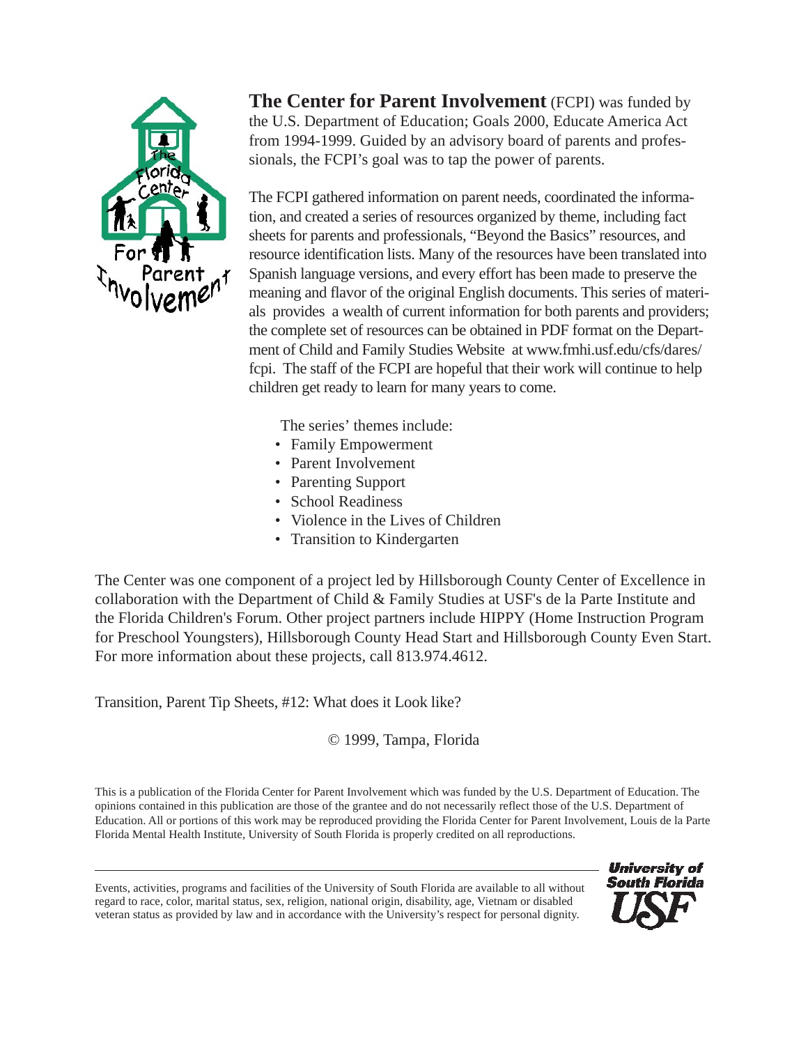**The Center for Parent Involvement** (FCPI) was funded by the U.S. Department of Education; Goals 2000, Educate America Act from 1994-1999. Guided by an advisory board of parents and professionals, the FCPI's goal was to tap the power of parents.

The FCPI gathered information on parent needs, coordinated the information, and created a series of resources organized by theme, including fact sheets for parents and professionals, "Beyond the Basics" resources, and resource identification lists. Many of the resources have been translated into Spanish language versions, and every effort has been made to preserve the meaning and flavor of the original English documents. This series of materials provides a wealth of current information for both parents and providers; the complete set of resources can be obtained in PDF format on the Department of Child and Family Studies Website at www.fmhi.usf.edu/cfs/dares/fcpi. The staff of the FCPI are hopeful that their work will continue to help children get ready to learn for many years to come.

The series' themes include:

- Family Empowerment
- Parent Involvement
- Parenting Support
- School Readiness
- Violence in the Lives of Children
- Transition to Kindergarten

The Center was one component of a project led by Hillsborough County Center of Excellence in collaboration with the Department of Child & Family Studies at USF's de la Parte Institute and the Florida Children's Forum. Other project partners include HIPPY (Home Instruction Program for Preschool Youngsters), Hillsborough County Head Start and Hillsborough County Even Start. For more information about these projects, call 813.974.4612.

Transition, Parent Tip Sheets, #12: What does it Look like?

© 1999, Tampa, Florida

This is a publication of the Florida Center for Parent Involvement which was funded by the U.S. Department of Education. The opinions contained in this publication are those of the grantee and do not necessarily reflect those of the U.S. Department of Education. All or portions of this work may be reproduced providing the Florida Center for Parent Involvement, Louis de la Parte Florida Mental Health Institute, University of South Florida is properly credited on all reproductions.

---

Events, activities, programs and facilities of the University of South Florida are available to all without regard to race, color, marital status, sex, religion, national origin, disability, age, Vietnam or disabled veteran status as provided by law and in accordance with the University's respect for personal dignity.

University of South Florida USF